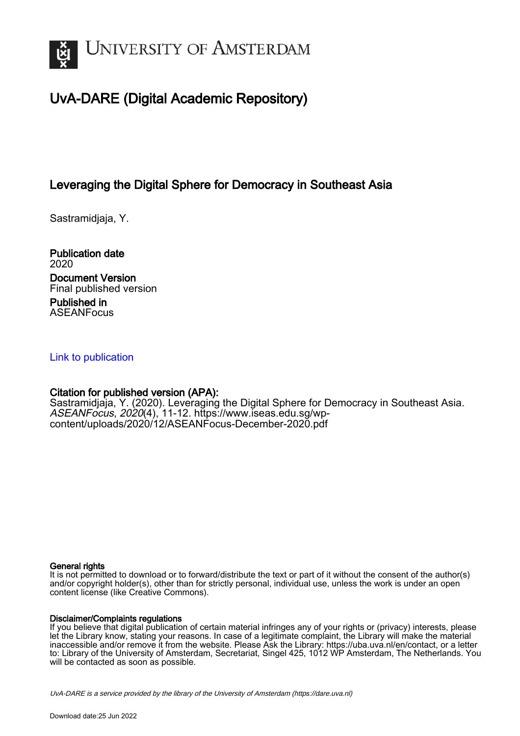# UNIVERSITY OF AMSTERDAM

## UvA-DARE (Digital Academic Repository)

### Leveraging the Digital Sphere for Democracy in Southeast Asia

Sastramidjaja, Y.

**Publication date**
2020

**Document Version**
Final published version

**Published in**
ASEANFocus

Link to publication

**Citation for published version (APA):**
Sastramidjaja, Y. (2020). Leveraging the Digital Sphere for Democracy in Southeast Asia. *ASEANFocus*, *2020*(4), 11-12. https://www.iseas.edu.sg/wp-content/uploads/2020/12/ASEANFocus-December-2020.pdf

**General rights**
It is not permitted to download or to forward/distribute the text or part of it without the consent of the author(s) and/or copyright holder(s), other than for strictly personal, individual use, unless the work is under an open content license (like Creative Commons).

**Disclaimer/Complaints regulations**
If you believe that digital publication of certain material infringes any of your rights or (privacy) interests, please let the Library know, stating your reasons. In case of a legitimate complaint, the Library will make the material inaccessible and/or remove it from the website. Please Ask the Library: https://uba.uva.nl/en/contact, or a letter to: Library of the University of Amsterdam, Secretariat, Singel 425, 1012 WP Amsterdam, The Netherlands. You will be contacted as soon as possible.

*UvA-DARE is a service provided by the library of the University of Amsterdam (https://dare.uva.nl)*

Download date:25 Jun 2022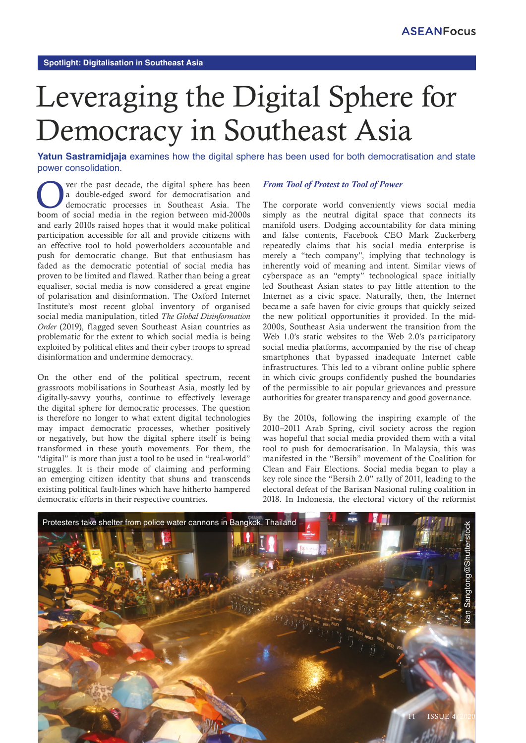Spotlight: Digitalisation in Southeast Asia

# Leveraging the Digital Sphere for Democracy in Southeast Asia

**Yatun Sastramidjaja** examines how the digital sphere has been used for both democratisation and state power consolidation.

Over the past decade, the digital sphere has been a double-edged sword for democratisation and democratic processes in Southeast Asia. The boom of social media in the region between mid-2000s and early 2010s raised hopes that it would make political participation accessible for all and provide citizens with an effective tool to hold powerholders accountable and push for democratic change. But that enthusiasm has faded as the democratic potential of social media has proven to be limited and flawed. Rather than being a great equaliser, social media is now considered a great engine of polarisation and disinformation. The Oxford Internet Institute's most recent global inventory of organised social media manipulation, titled *The Global Disinformation Order* (2019), flagged seven Southeast Asian countries as problematic for the extent to which social media is being exploited by political elites and their cyber troops to spread disinformation and undermine democracy.

On the other end of the political spectrum, recent grassroots mobilisations in Southeast Asia, mostly led by digitally-savvy youths, continue to effectively leverage the digital sphere for democratic processes. The question is therefore no longer to what extent digital technologies may impact democratic processes, whether positively or negatively, but how the digital sphere itself is being transformed in these youth movements. For them, the "digital" is more than just a tool to be used in "real-world" struggles. It is their mode of claiming and performing an emerging citizen identity that shuns and transcends existing political fault-lines which have hitherto hampered democratic efforts in their respective countries.

### *From Tool of Protest to Tool of Power*

The corporate world conveniently views social media simply as the neutral digital space that connects its manifold users. Dodging accountability for data mining and false contents, Facebook CEO Mark Zuckerberg repeatedly claims that his social media enterprise is merely a "tech company", implying that technology is inherently void of meaning and intent. Similar views of cyberspace as an "empty" technological space initially led Southeast Asian states to pay little attention to the Internet as a civic space. Naturally, then, the Internet became a safe haven for civic groups that quickly seized the new political opportunities it provided. In the mid-2000s, Southeast Asia underwent the transition from the Web 1.0's static websites to the Web 2.0's participatory social media platforms, accompanied by the rise of cheap smartphones that bypassed inadequate Internet cable infrastructures. This led to a vibrant online public sphere in which civic groups confidently pushed the boundaries of the permissible to air popular grievances and pressure authorities for greater transparency and good governance.

By the 2010s, following the inspiring example of the 2010–2011 Arab Spring, civil society across the region was hopeful that social media provided them with a vital tool to push for democratisation. In Malaysia, this was manifested in the "Bersih" movement of the Coalition for Clean and Fair Elections. Social media began to play a key role since the "Bersih 2.0" rally of 2011, leading to the electoral defeat of the Barisan Nasional ruling coalition in 2018. In Indonesia, the electoral victory of the reformist

Protesters take shelter from police water cannons in Bangkok, Thailand

kan Sangtong@Shutterstock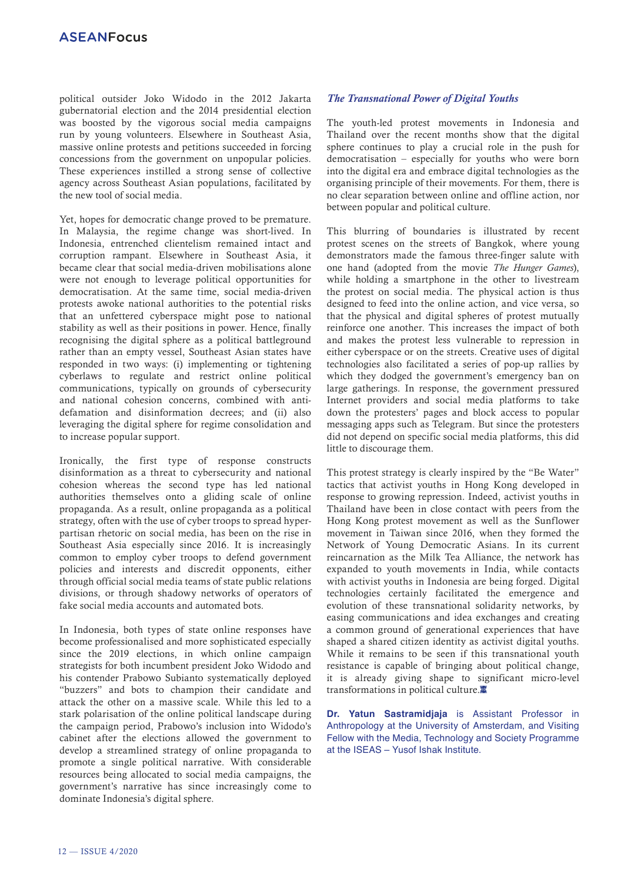political outsider Joko Widodo in the 2012 Jakarta gubernatorial election and the 2014 presidential election was boosted by the vigorous social media campaigns run by young volunteers. Elsewhere in Southeast Asia, massive online protests and petitions succeeded in forcing concessions from the government on unpopular policies. These experiences instilled a strong sense of collective agency across Southeast Asian populations, facilitated by the new tool of social media.

Yet, hopes for democratic change proved to be premature. In Malaysia, the regime change was short-lived. In Indonesia, entrenched clientelism remained intact and corruption rampant. Elsewhere in Southeast Asia, it became clear that social media-driven mobilisations alone were not enough to leverage political opportunities for democratisation. At the same time, social media-driven protests awoke national authorities to the potential risks that an unfettered cyberspace might pose to national stability as well as their positions in power. Hence, finally recognising the digital sphere as a political battleground rather than an empty vessel, Southeast Asian states have responded in two ways: (i) implementing or tightening cyberlaws to regulate and restrict online political communications, typically on grounds of cybersecurity and national cohesion concerns, combined with anti-defamation and disinformation decrees; and (ii) also leveraging the digital sphere for regime consolidation and to increase popular support.

Ironically, the first type of response constructs disinformation as a threat to cybersecurity and national cohesion whereas the second type has led national authorities themselves onto a gliding scale of online propaganda. As a result, online propaganda as a political strategy, often with the use of cyber troops to spread hyper-partisan rhetoric on social media, has been on the rise in Southeast Asia especially since 2016. It is increasingly common to employ cyber troops to defend government policies and interests and discredit opponents, either through official social media teams of state public relations divisions, or through shadowy networks of operators of fake social media accounts and automated bots.

In Indonesia, both types of state online responses have become professionalised and more sophisticated especially since the 2019 elections, in which online campaign strategists for both incumbent president Joko Widodo and his contender Prabowo Subianto systematically deployed "buzzers" and bots to champion their candidate and attack the other on a massive scale. While this led to a stark polarisation of the online political landscape during the campaign period, Prabowo's inclusion into Widodo's cabinet after the elections allowed the government to develop a streamlined strategy of online propaganda to promote a single political narrative. With considerable resources being allocated to social media campaigns, the government's narrative has since increasingly come to dominate Indonesia's digital sphere.

### *The Transnational Power of Digital Youths*

The youth-led protest movements in Indonesia and Thailand over the recent months show that the digital sphere continues to play a crucial role in the push for democratisation – especially for youths who were born into the digital era and embrace digital technologies as the organising principle of their movements. For them, there is no clear separation between online and offline action, nor between popular and political culture.

This blurring of boundaries is illustrated by recent protest scenes on the streets of Bangkok, where young demonstrators made the famous three-finger salute with one hand (adopted from the movie *The Hunger Games*), while holding a smartphone in the other to livestream the protest on social media. The physical action is thus designed to feed into the online action, and vice versa, so that the physical and digital spheres of protest mutually reinforce one another. This increases the impact of both and makes the protest less vulnerable to repression in either cyberspace or on the streets. Creative uses of digital technologies also facilitated a series of pop-up rallies by which they dodged the government's emergency ban on large gatherings. In response, the government pressured Internet providers and social media platforms to take down the protesters' pages and block access to popular messaging apps such as Telegram. But since the protesters did not depend on specific social media platforms, this did little to discourage them.

This protest strategy is clearly inspired by the "Be Water" tactics that activist youths in Hong Kong developed in response to growing repression. Indeed, activist youths in Thailand have been in close contact with peers from the Hong Kong protest movement as well as the Sunflower movement in Taiwan since 2016, when they formed the Network of Young Democratic Asians. In its current reincarnation as the Milk Tea Alliance, the network has expanded to youth movements in India, while contacts with activist youths in Indonesia are being forged. Digital technologies certainly facilitated the emergence and evolution of these transnational solidarity networks, by easing communications and idea exchanges and creating a common ground of generational experiences that have shaped a shared citizen identity as activist digital youths. While it remains to be seen if this transnational youth resistance is capable of bringing about political change, it is already giving shape to significant micro-level transformations in political culture.

**Dr. Yatun Sastramidjaja** is Assistant Professor in Anthropology at the University of Amsterdam, and Visiting Fellow with the Media, Technology and Society Programme at the ISEAS – Yusof Ishak Institute.